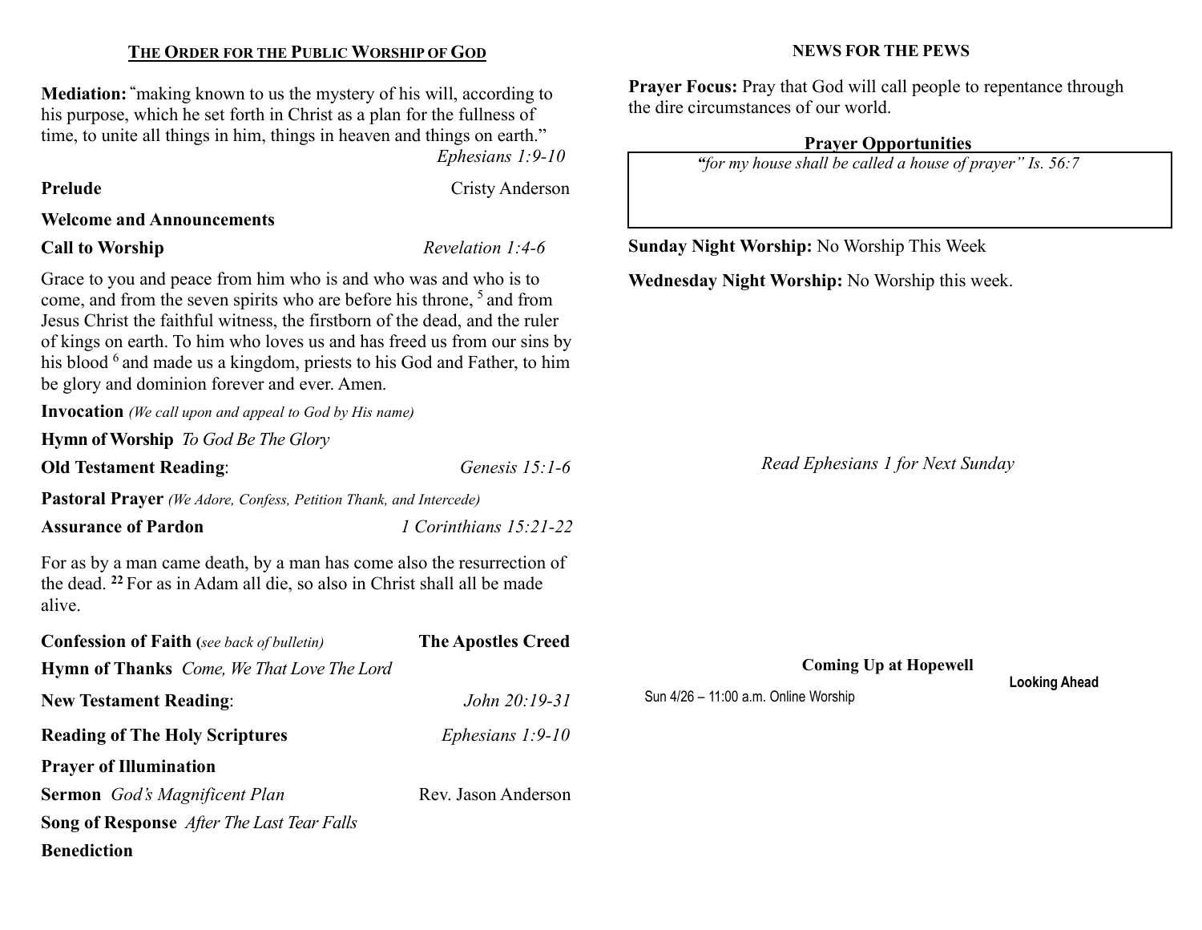## THE ORDER FOR THE PUBLIC WORSHIP OF GOD

**Mediation:** "making known to us the mystery of his will, according to his purpose, which he set forth in Christ as a plan for the fullness of time, to unite all things in him, things in heaven and things on earth."
*Ephesians 1:9-10*

**Prelude** — Cristy Anderson

**Welcome and Announcements**

**Call to Worship** — *Revelation 1:4-6*

Grace to you and peace from him who is and who was and who is to come, and from the seven spirits who are before his throne, [5] and from Jesus Christ the faithful witness, the firstborn of the dead, and the ruler of kings on earth. To him who loves us and has freed us from our sins by his blood [6] and made us a kingdom, priests to his God and Father, to him be glory and dominion forever and ever. Amen.

**Invocation** *(We call upon and appeal to God by His name)*

**Hymn of Worship** *To God Be The Glory*

**Old Testament Reading**: — *Genesis 15:1-6*

**Pastoral Prayer** *(We Adore, Confess, Petition Thank, and Intercede)*

**Assurance of Pardon** — *1 Corinthians 15:21-22*

For as by a man came death, by a man has come also the resurrection of the dead. **22** For as in Adam all die, so also in Christ shall all be made alive.

**Confession of Faith (***see back of bulletin***)** — **The Apostles Creed**

**Hymn of Thanks** *Come, We That Love The Lord*

**New Testament Reading**: — *John 20:19-31*

**Reading of The Holy Scriptures** — *Ephesians 1:9-10*

**Prayer of Illumination**

**Sermon** *God's Magnificent Plan* — Rev. Jason Anderson

**Song of Response** *After The Last Tear Falls*

**Benediction**

## NEWS FOR THE PEWS

**Prayer Focus:** Pray that God will call people to repentance through the dire circumstances of our world.

**Prayer Opportunities**

*"for my house shall be called a house of prayer" Is. 56:7*

**Sunday Night Worship:** No Worship This Week

**Wednesday Night Worship:** No Worship this week.

*Read Ephesians 1 for Next Sunday*

**Coming Up at Hopewell**

**Looking Ahead**

Sun 4/26 – 11:00 a.m. Online Worship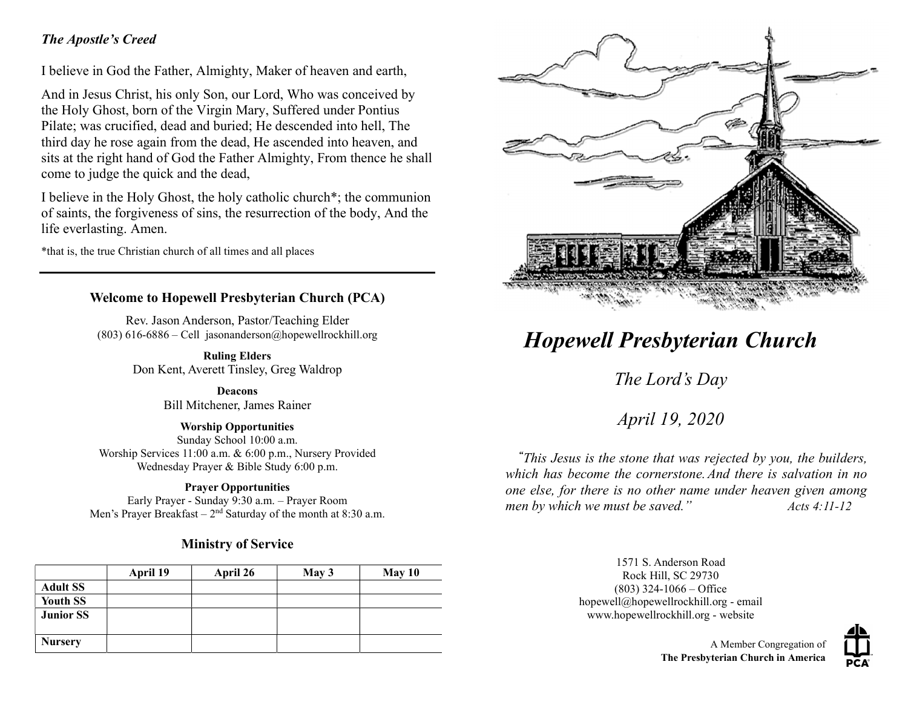*The Apostle's Creed*

I believe in God the Father, Almighty, Maker of heaven and earth,

And in Jesus Christ, his only Son, our Lord, Who was conceived by the Holy Ghost, born of the Virgin Mary, Suffered under Pontius Pilate; was crucified, dead and buried; He descended into hell, The third day he rose again from the dead, He ascended into heaven, and sits at the right hand of God the Father Almighty, From thence he shall come to judge the quick and the dead,

I believe in the Holy Ghost, the holy catholic church*; the communion of saints, the forgiveness of sins, the resurrection of the body, And the life everlasting. Amen.

*that is, the true Christian church of all times and all places

---

### Welcome to Hopewell Presbyterian Church (PCA)

Rev. Jason Anderson, Pastor/Teaching Elder
(803) 616-6886 – Cell jasonanderson@hopewellrockhill.org

**Ruling Elders**
Don Kent, Averett Tinsley, Greg Waldrop

**Deacons**
Bill Mitchener, James Rainer

**Worship Opportunities**
Sunday School 10:00 a.m.
Worship Services 11:00 a.m. & 6:00 p.m., Nursery Provided
Wednesday Prayer & Bible Study 6:00 p.m.

**Prayer Opportunities**
Early Prayer - Sunday 9:30 a.m. – Prayer Room
Men's Prayer Breakfast – 2nd Saturday of the month at 8:30 a.m.

### Ministry of Service

| | April 19 | April 26 | May 3 | May 10 |
|---|---|---|---|---|
| **Adult SS** | | | | |
| **Youth SS** | | | | |
| **Junior SS** | | | | |
| **Nursery** | | | | |

# *Hopewell Presbyterian Church*

*The Lord's Day*

*April 19, 2020*

*"This Jesus is the stone that was rejected by you, the builders, which has become the cornerstone. And there is salvation in no one else, for there is no other name under heaven given among men by which we must be saved."* *Acts 4:11-12*

1571 S. Anderson Road
Rock Hill, SC 29730
(803) 324-1066 – Office
hopewell@hopewellrockhill.org - email
www.hopewellrockhill.org - website

A Member Congregation of
**The Presbyterian Church in America**